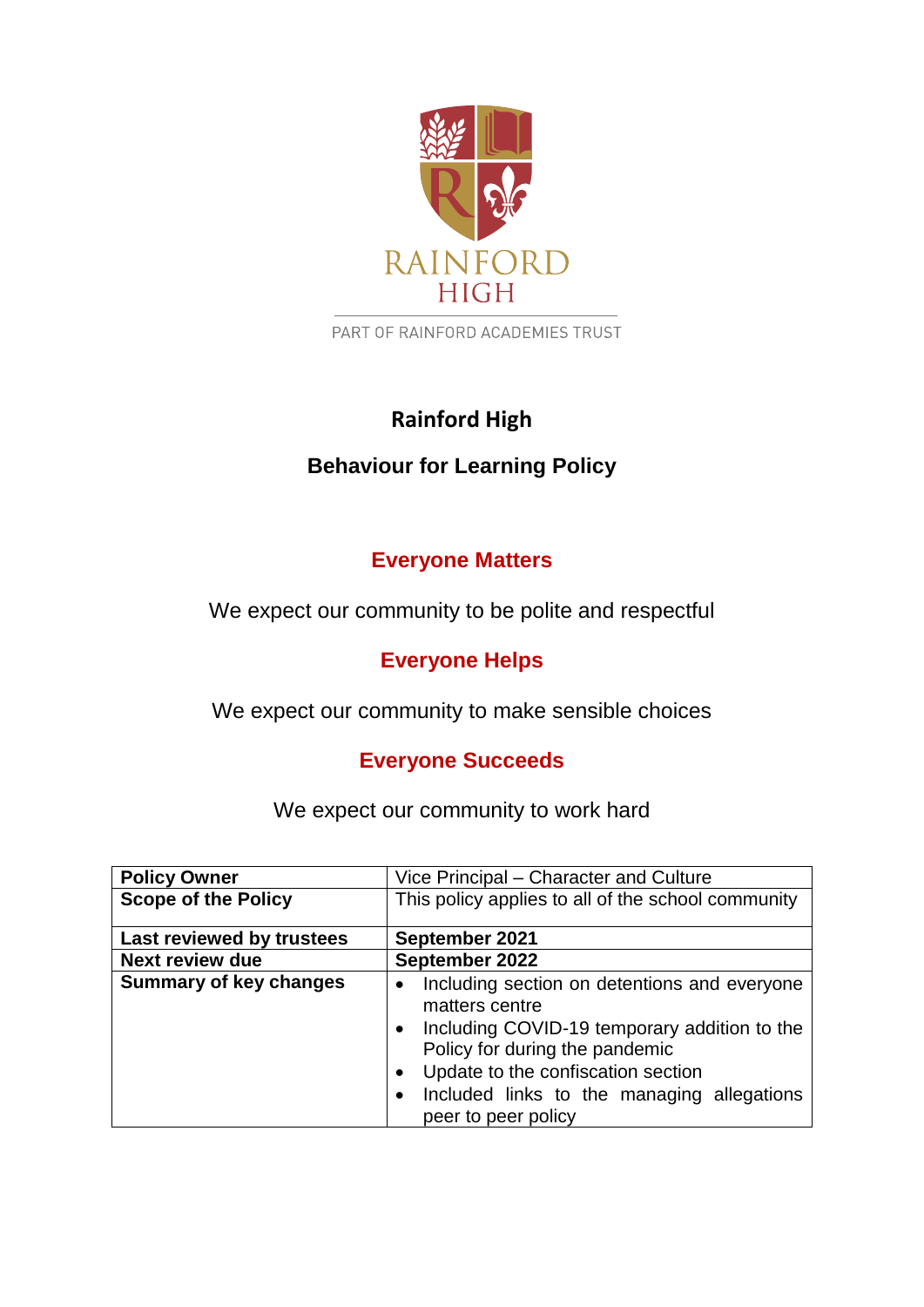RAINFORD HIGH

PART OF RAINFORD ACADEMIES TRUST

# Rainford High

## Behaviour for Learning Policy

### Everyone Matters

We expect our community to be polite and respectful

### Everyone Helps

We expect our community to make sensible choices

### Everyone Succeeds

We expect our community to work hard

| | |
|---|---|
| **Policy Owner** | Vice Principal – Character and Culture |
| **Scope of the Policy** | This policy applies to all of the school community |
| **Last reviewed by trustees** | **September 2021** |
| **Next review due** | **September 2022** |
| **Summary of key changes** | • Including section on detentions and everyone matters centre<br>• Including COVID-19 temporary addition to the Policy for during the pandemic<br>• Update to the confiscation section<br>• Included links to the managing allegations peer to peer policy |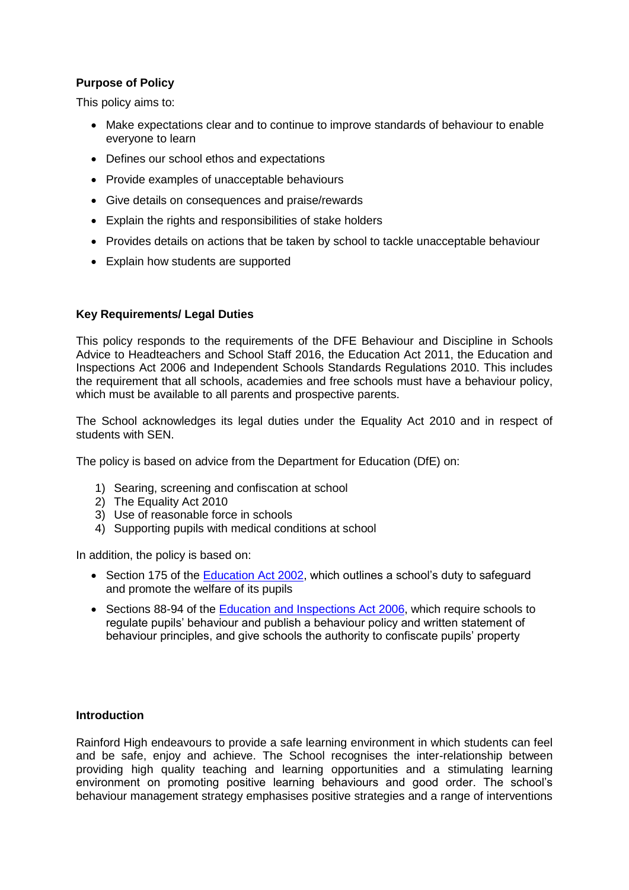**Purpose of Policy**

This policy aims to:

- Make expectations clear and to continue to improve standards of behaviour to enable everyone to learn
- Defines our school ethos and expectations
- Provide examples of unacceptable behaviours
- Give details on consequences and praise/rewards
- Explain the rights and responsibilities of stake holders
- Provides details on actions that be taken by school to tackle unacceptable behaviour
- Explain how students are supported

**Key Requirements/ Legal Duties**

This policy responds to the requirements of the DFE Behaviour and Discipline in Schools Advice to Headteachers and School Staff 2016, the Education Act 2011, the Education and Inspections Act 2006 and Independent Schools Standards Regulations 2010. This includes the requirement that all schools, academies and free schools must have a behaviour policy, which must be available to all parents and prospective parents.

The School acknowledges its legal duties under the Equality Act 2010 and in respect of students with SEN.

The policy is based on advice from the Department for Education (DfE) on:

1) Searing, screening and confiscation at school
2) The Equality Act 2010
3) Use of reasonable force in schools
4) Supporting pupils with medical conditions at school

In addition, the policy is based on:

- Section 175 of the Education Act 2002, which outlines a school's duty to safeguard and promote the welfare of its pupils
- Sections 88-94 of the Education and Inspections Act 2006, which require schools to regulate pupils' behaviour and publish a behaviour policy and written statement of behaviour principles, and give schools the authority to confiscate pupils' property

**Introduction**

Rainford High endeavours to provide a safe learning environment in which students can feel and be safe, enjoy and achieve. The School recognises the inter-relationship between providing high quality teaching and learning opportunities and a stimulating learning environment on promoting positive learning behaviours and good order. The school's behaviour management strategy emphasises positive strategies and a range of interventions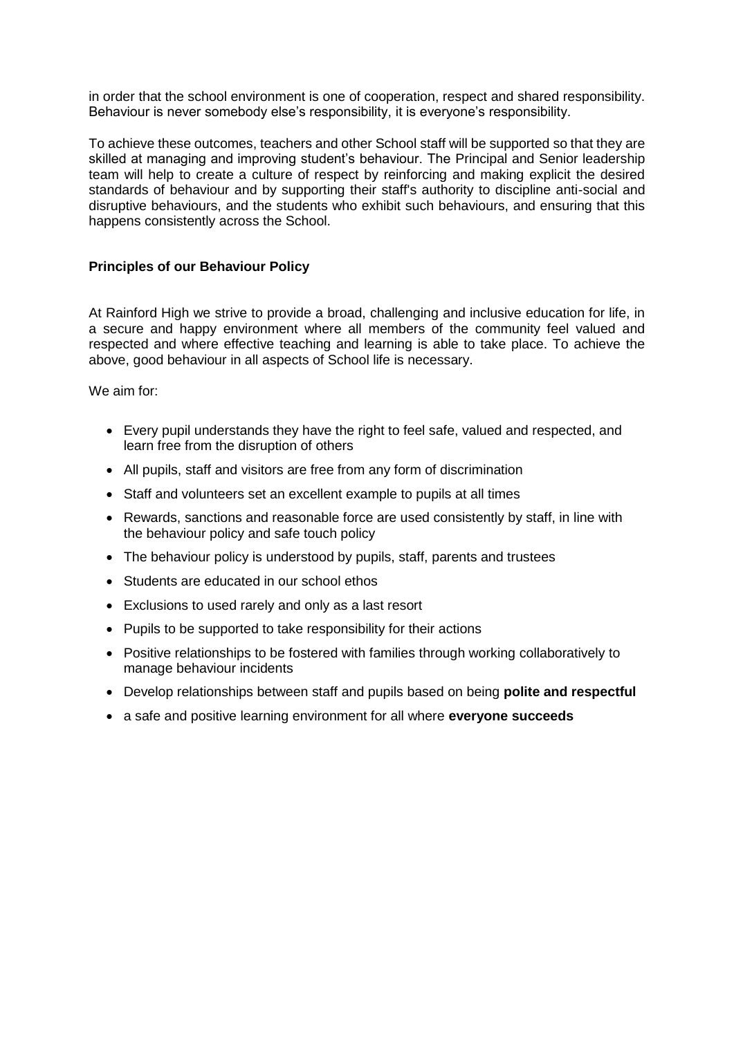in order that the school environment is one of cooperation, respect and shared responsibility. Behaviour is never somebody else's responsibility, it is everyone's responsibility.

To achieve these outcomes, teachers and other School staff will be supported so that they are skilled at managing and improving student's behaviour. The Principal and Senior leadership team will help to create a culture of respect by reinforcing and making explicit the desired standards of behaviour and by supporting their staff's authority to discipline anti-social and disruptive behaviours, and the students who exhibit such behaviours, and ensuring that this happens consistently across the School.

**Principles of our Behaviour Policy**

At Rainford High we strive to provide a broad, challenging and inclusive education for life, in a secure and happy environment where all members of the community feel valued and respected and where effective teaching and learning is able to take place. To achieve the above, good behaviour in all aspects of School life is necessary.

We aim for:

- Every pupil understands they have the right to feel safe, valued and respected, and learn free from the disruption of others
- All pupils, staff and visitors are free from any form of discrimination
- Staff and volunteers set an excellent example to pupils at all times
- Rewards, sanctions and reasonable force are used consistently by staff, in line with the behaviour policy and safe touch policy
- The behaviour policy is understood by pupils, staff, parents and trustees
- Students are educated in our school ethos
- Exclusions to used rarely and only as a last resort
- Pupils to be supported to take responsibility for their actions
- Positive relationships to be fostered with families through working collaboratively to manage behaviour incidents
- Develop relationships between staff and pupils based on being **polite and respectful**
- a safe and positive learning environment for all where **everyone succeeds**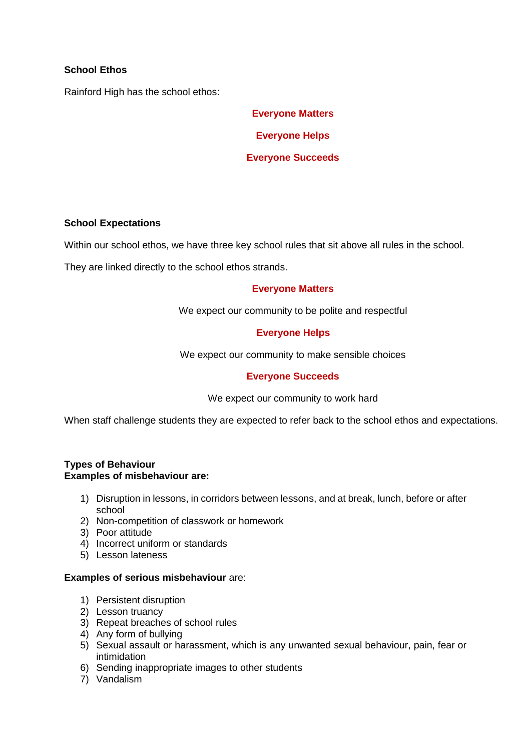**School Ethos**

Rainford High has the school ethos:

**Everyone Matters**

**Everyone Helps**

**Everyone Succeeds**

**School Expectations**

Within our school ethos, we have three key school rules that sit above all rules in the school.

They are linked directly to the school ethos strands.

**Everyone Matters**

We expect our community to be polite and respectful

**Everyone Helps**

We expect our community to make sensible choices

**Everyone Succeeds**

We expect our community to work hard

When staff challenge students they are expected to refer back to the school ethos and expectations.

**Types of Behaviour**
**Examples of misbehaviour are:**

1) Disruption in lessons, in corridors between lessons, and at break, lunch, before or after school
2) Non-competition of classwork or homework
3) Poor attitude
4) Incorrect uniform or standards
5) Lesson lateness

**Examples of serious misbehaviour** are:

1) Persistent disruption
2) Lesson truancy
3) Repeat breaches of school rules
4) Any form of bullying
5) Sexual assault or harassment, which is any unwanted sexual behaviour, pain, fear or intimidation
6) Sending inappropriate images to other students
7) Vandalism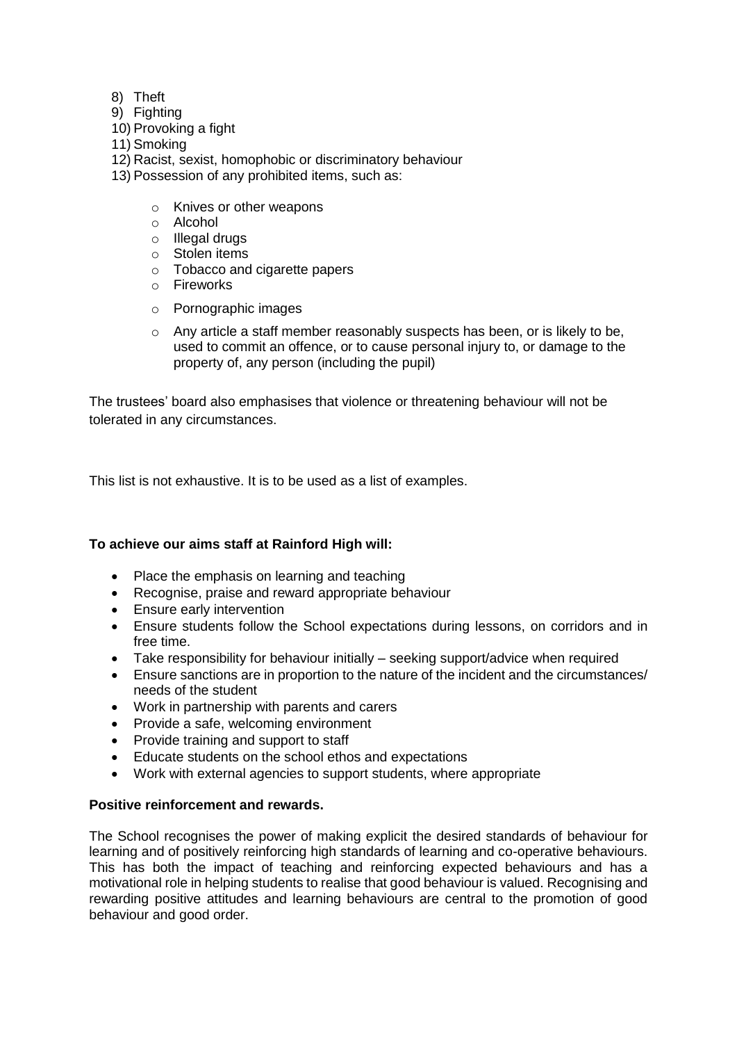8) Theft
9) Fighting
10) Provoking a fight
11) Smoking
12) Racist, sexist, homophobic or discriminatory behaviour
13) Possession of any prohibited items, such as:

    - Knives or other weapons
    - Alcohol
    - Illegal drugs
    - Stolen items
    - Tobacco and cigarette papers
    - Fireworks
    - Pornographic images
    - Any article a staff member reasonably suspects has been, or is likely to be, used to commit an offence, or to cause personal injury to, or damage to the property of, any person (including the pupil)

The trustees' board also emphasises that violence or threatening behaviour will not be tolerated in any circumstances.

This list is not exhaustive. It is to be used as a list of examples.

**To achieve our aims staff at Rainford High will:**

- Place the emphasis on learning and teaching
- Recognise, praise and reward appropriate behaviour
- Ensure early intervention
- Ensure students follow the School expectations during lessons, on corridors and in free time.
- Take responsibility for behaviour initially – seeking support/advice when required
- Ensure sanctions are in proportion to the nature of the incident and the circumstances/ needs of the student
- Work in partnership with parents and carers
- Provide a safe, welcoming environment
- Provide training and support to staff
- Educate students on the school ethos and expectations
- Work with external agencies to support students, where appropriate

**Positive reinforcement and rewards.**

The School recognises the power of making explicit the desired standards of behaviour for learning and of positively reinforcing high standards of learning and co-operative behaviours. This has both the impact of teaching and reinforcing expected behaviours and has a motivational role in helping students to realise that good behaviour is valued. Recognising and rewarding positive attitudes and learning behaviours are central to the promotion of good behaviour and good order.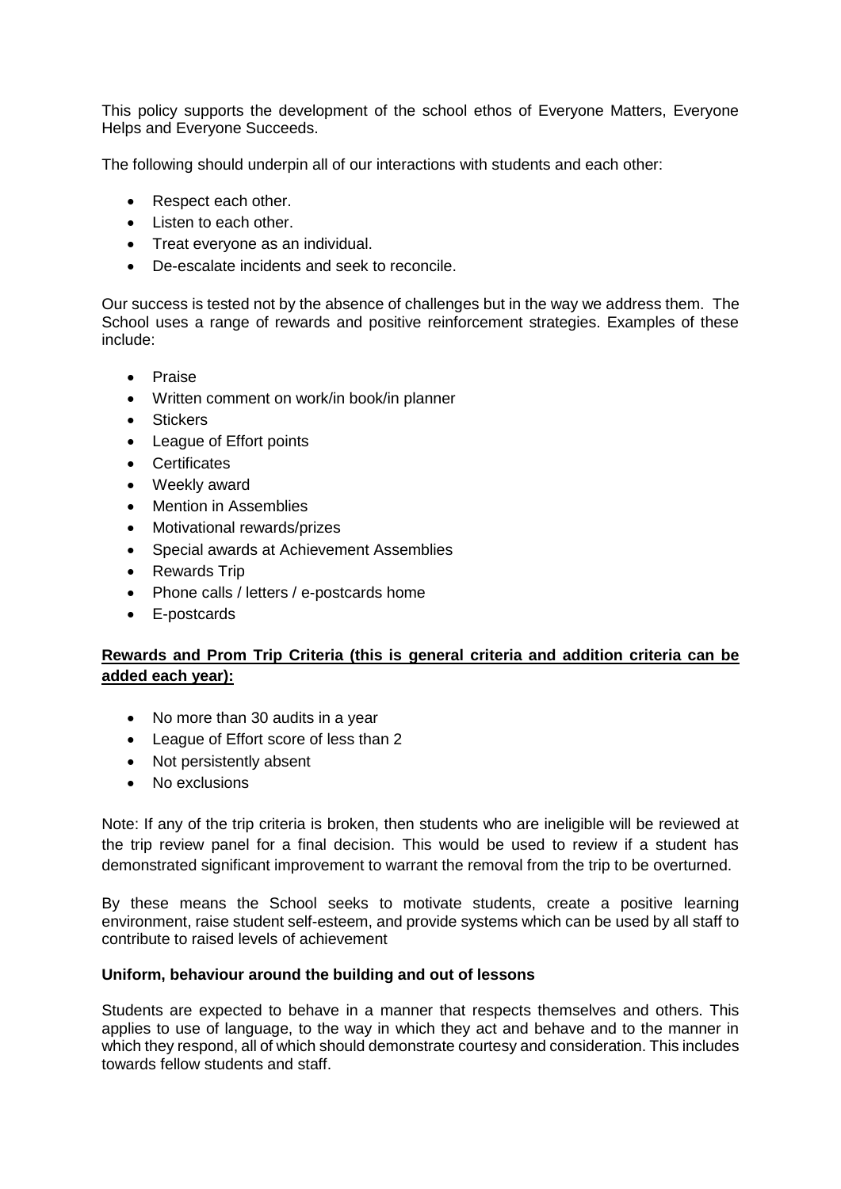This policy supports the development of the school ethos of Everyone Matters, Everyone Helps and Everyone Succeeds.

The following should underpin all of our interactions with students and each other:

- Respect each other.
- Listen to each other.
- Treat everyone as an individual.
- De-escalate incidents and seek to reconcile.

Our success is tested not by the absence of challenges but in the way we address them. The School uses a range of rewards and positive reinforcement strategies. Examples of these include:

- Praise
- Written comment on work/in book/in planner
- Stickers
- League of Effort points
- Certificates
- Weekly award
- Mention in Assemblies
- Motivational rewards/prizes
- Special awards at Achievement Assemblies
- Rewards Trip
- Phone calls / letters / e-postcards home
- E-postcards

**Rewards and Prom Trip Criteria (this is general criteria and addition criteria can be added each year):**

- No more than 30 audits in a year
- League of Effort score of less than 2
- Not persistently absent
- No exclusions

Note: If any of the trip criteria is broken, then students who are ineligible will be reviewed at the trip review panel for a final decision. This would be used to review if a student has demonstrated significant improvement to warrant the removal from the trip to be overturned.

By these means the School seeks to motivate students, create a positive learning environment, raise student self-esteem, and provide systems which can be used by all staff to contribute to raised levels of achievement

**Uniform, behaviour around the building and out of lessons**

Students are expected to behave in a manner that respects themselves and others. This applies to use of language, to the way in which they act and behave and to the manner in which they respond, all of which should demonstrate courtesy and consideration. This includes towards fellow students and staff.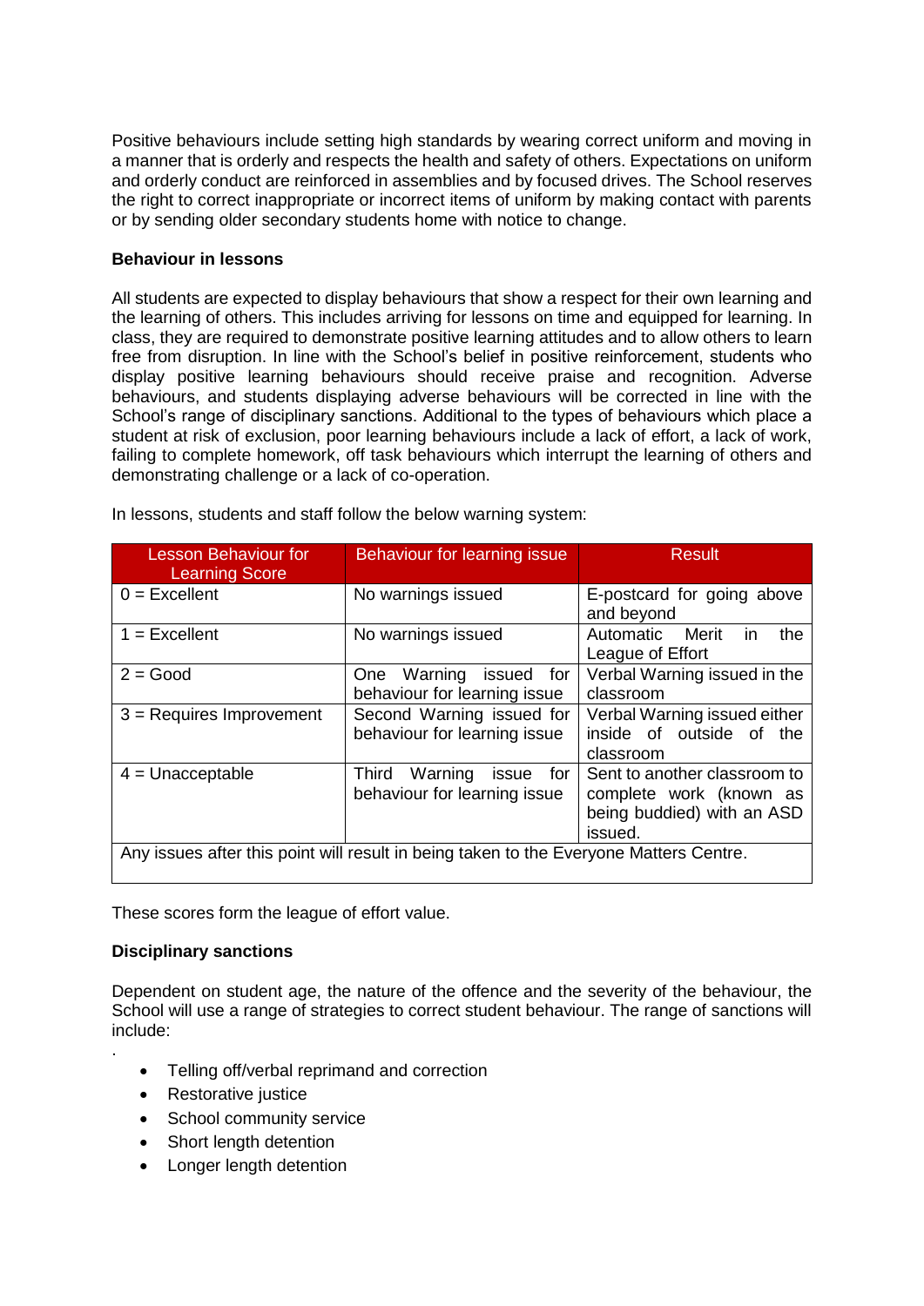Positive behaviours include setting high standards by wearing correct uniform and moving in a manner that is orderly and respects the health and safety of others. Expectations on uniform and orderly conduct are reinforced in assemblies and by focused drives. The School reserves the right to correct inappropriate or incorrect items of uniform by making contact with parents or by sending older secondary students home with notice to change.

**Behaviour in lessons**

All students are expected to display behaviours that show a respect for their own learning and the learning of others. This includes arriving for lessons on time and equipped for learning. In class, they are required to demonstrate positive learning attitudes and to allow others to learn free from disruption. In line with the School's belief in positive reinforcement, students who display positive learning behaviours should receive praise and recognition. Adverse behaviours, and students displaying adverse behaviours will be corrected in line with the School's range of disciplinary sanctions. Additional to the types of behaviours which place a student at risk of exclusion, poor learning behaviours include a lack of effort, a lack of work, failing to complete homework, off task behaviours which interrupt the learning of others and demonstrating challenge or a lack of co-operation.

In lessons, students and staff follow the below warning system:

| Lesson Behaviour for Learning Score | Behaviour for learning issue | Result |
|---|---|---|
| 0 = Excellent | No warnings issued | E-postcard for going above and beyond |
| 1 = Excellent | No warnings issued | Automatic Merit in the League of Effort |
| 2 = Good | One Warning issued for behaviour for learning issue | Verbal Warning issued in the classroom |
| 3 = Requires Improvement | Second Warning issued for behaviour for learning issue | Verbal Warning issued either inside of outside of the classroom |
| 4 = Unacceptable | Third Warning issue for behaviour for learning issue | Sent to another classroom to complete work (known as being buddied) with an ASD issued. |
| Any issues after this point will result in being taken to the Everyone Matters Centre. | | |

These scores form the league of effort value.

**Disciplinary sanctions**

Dependent on student age, the nature of the offence and the severity of the behaviour, the School will use a range of strategies to correct student behaviour. The range of sanctions will include:

.

- Telling off/verbal reprimand and correction
- Restorative justice
- School community service
- Short length detention
- Longer length detention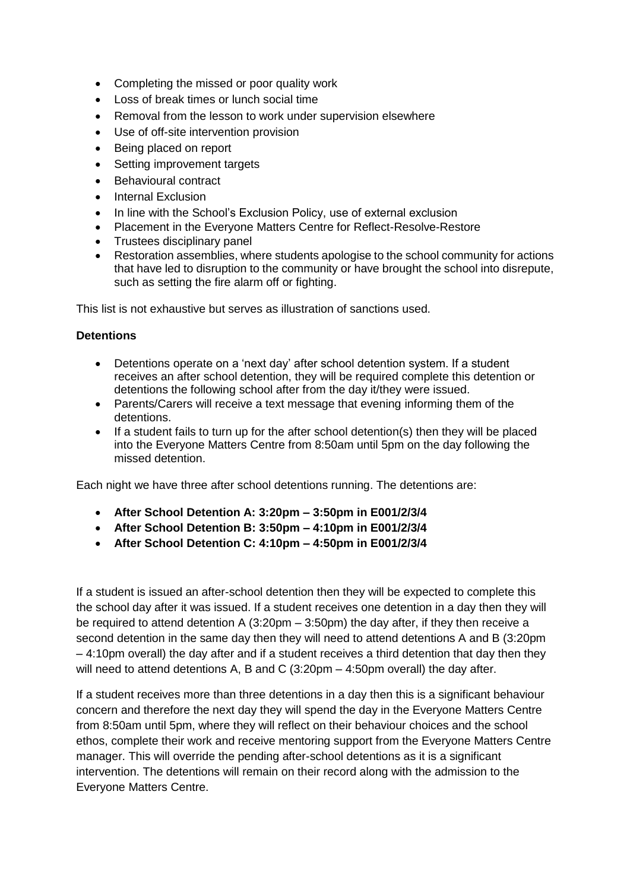- Completing the missed or poor quality work
- Loss of break times or lunch social time
- Removal from the lesson to work under supervision elsewhere
- Use of off-site intervention provision
- Being placed on report
- Setting improvement targets
- Behavioural contract
- Internal Exclusion
- In line with the School's Exclusion Policy, use of external exclusion
- Placement in the Everyone Matters Centre for Reflect-Resolve-Restore
- Trustees disciplinary panel
- Restoration assemblies, where students apologise to the school community for actions that have led to disruption to the community or have brought the school into disrepute, such as setting the fire alarm off or fighting.

This list is not exhaustive but serves as illustration of sanctions used.

**Detentions**

- Detentions operate on a 'next day' after school detention system. If a student receives an after school detention, they will be required complete this detention or detentions the following school after from the day it/they were issued.
- Parents/Carers will receive a text message that evening informing them of the detentions.
- If a student fails to turn up for the after school detention(s) then they will be placed into the Everyone Matters Centre from 8:50am until 5pm on the day following the missed detention.

Each night we have three after school detentions running. The detentions are:

- **After School Detention A: 3:20pm – 3:50pm in E001/2/3/4**
- **After School Detention B: 3:50pm – 4:10pm in E001/2/3/4**
- **After School Detention C: 4:10pm – 4:50pm in E001/2/3/4**

If a student is issued an after-school detention then they will be expected to complete this the school day after it was issued. If a student receives one detention in a day then they will be required to attend detention A (3:20pm – 3:50pm) the day after, if they then receive a second detention in the same day then they will need to attend detentions A and B (3:20pm – 4:10pm overall) the day after and if a student receives a third detention that day then they will need to attend detentions A, B and C (3:20pm – 4:50pm overall) the day after.

If a student receives more than three detentions in a day then this is a significant behaviour concern and therefore the next day they will spend the day in the Everyone Matters Centre from 8:50am until 5pm, where they will reflect on their behaviour choices and the school ethos, complete their work and receive mentoring support from the Everyone Matters Centre manager. This will override the pending after-school detentions as it is a significant intervention. The detentions will remain on their record along with the admission to the Everyone Matters Centre.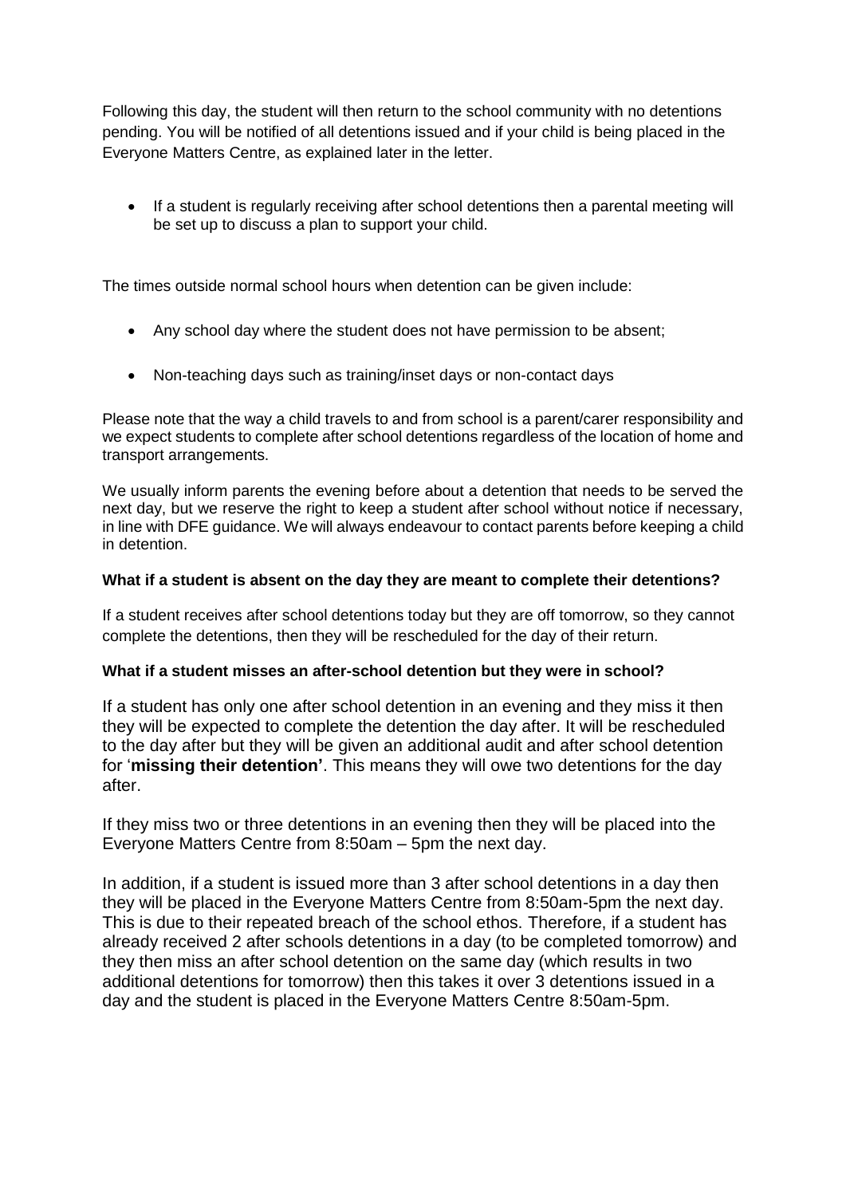Following this day, the student will then return to the school community with no detentions pending. You will be notified of all detentions issued and if your child is being placed in the Everyone Matters Centre, as explained later in the letter.

- If a student is regularly receiving after school detentions then a parental meeting will be set up to discuss a plan to support your child.

The times outside normal school hours when detention can be given include:

- Any school day where the student does not have permission to be absent;
- Non-teaching days such as training/inset days or non-contact days

Please note that the way a child travels to and from school is a parent/carer responsibility and we expect students to complete after school detentions regardless of the location of home and transport arrangements.

We usually inform parents the evening before about a detention that needs to be served the next day, but we reserve the right to keep a student after school without notice if necessary, in line with DFE guidance. We will always endeavour to contact parents before keeping a child in detention.

**What if a student is absent on the day they are meant to complete their detentions?**

If a student receives after school detentions today but they are off tomorrow, so they cannot complete the detentions, then they will be rescheduled for the day of their return.

**What if a student misses an after-school detention but they were in school?**

If a student has only one after school detention in an evening and they miss it then they will be expected to complete the detention the day after. It will be rescheduled to the day after but they will be given an additional audit and after school detention for '**missing their detention'**. This means they will owe two detentions for the day after.

If they miss two or three detentions in an evening then they will be placed into the Everyone Matters Centre from 8:50am – 5pm the next day.

In addition, if a student is issued more than 3 after school detentions in a day then they will be placed in the Everyone Matters Centre from 8:50am-5pm the next day. This is due to their repeated breach of the school ethos. Therefore, if a student has already received 2 after schools detentions in a day (to be completed tomorrow) and they then miss an after school detention on the same day (which results in two additional detentions for tomorrow) then this takes it over 3 detentions issued in a day and the student is placed in the Everyone Matters Centre 8:50am-5pm.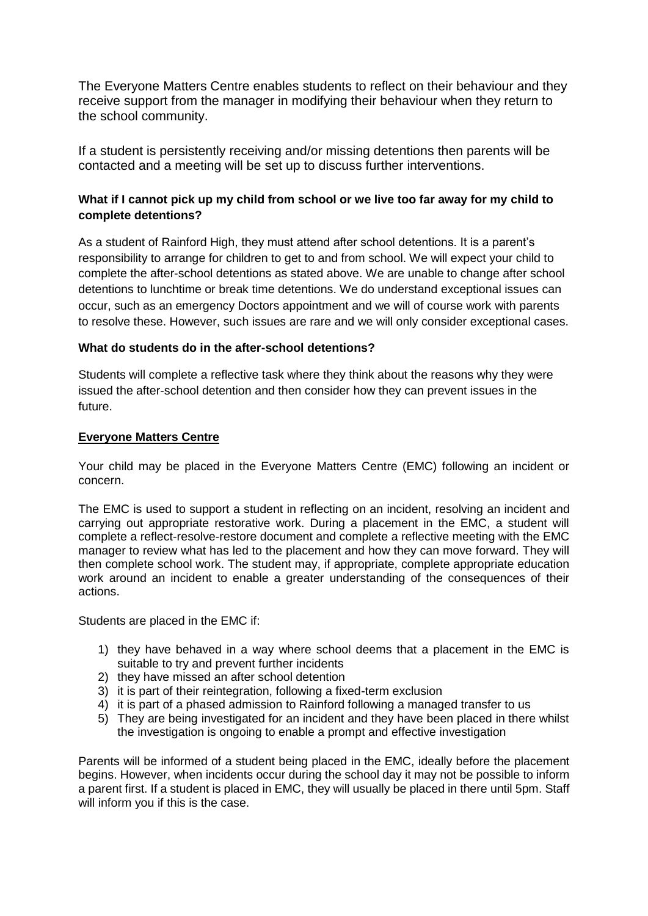The Everyone Matters Centre enables students to reflect on their behaviour and they receive support from the manager in modifying their behaviour when they return to the school community.

If a student is persistently receiving and/or missing detentions then parents will be contacted and a meeting will be set up to discuss further interventions.

**What if I cannot pick up my child from school or we live too far away for my child to complete detentions?**

As a student of Rainford High, they must attend after school detentions. It is a parent's responsibility to arrange for children to get to and from school. We will expect your child to complete the after-school detentions as stated above. We are unable to change after school detentions to lunchtime or break time detentions. We do understand exceptional issues can occur, such as an emergency Doctors appointment and we will of course work with parents to resolve these. However, such issues are rare and we will only consider exceptional cases.

**What do students do in the after-school detentions?**

Students will complete a reflective task where they think about the reasons why they were issued the after-school detention and then consider how they can prevent issues in the future.

**<u>Everyone Matters Centre</u>**

Your child may be placed in the Everyone Matters Centre (EMC) following an incident or concern.

The EMC is used to support a student in reflecting on an incident, resolving an incident and carrying out appropriate restorative work. During a placement in the EMC, a student will complete a reflect-resolve-restore document and complete a reflective meeting with the EMC manager to review what has led to the placement and how they can move forward. They will then complete school work. The student may, if appropriate, complete appropriate education work around an incident to enable a greater understanding of the consequences of their actions.

Students are placed in the EMC if:

1) they have behaved in a way where school deems that a placement in the EMC is suitable to try and prevent further incidents
2) they have missed an after school detention
3) it is part of their reintegration, following a fixed-term exclusion
4) it is part of a phased admission to Rainford following a managed transfer to us
5) They are being investigated for an incident and they have been placed in there whilst the investigation is ongoing to enable a prompt and effective investigation

Parents will be informed of a student being placed in the EMC, ideally before the placement begins. However, when incidents occur during the school day it may not be possible to inform a parent first. If a student is placed in EMC, they will usually be placed in there until 5pm. Staff will inform you if this is the case.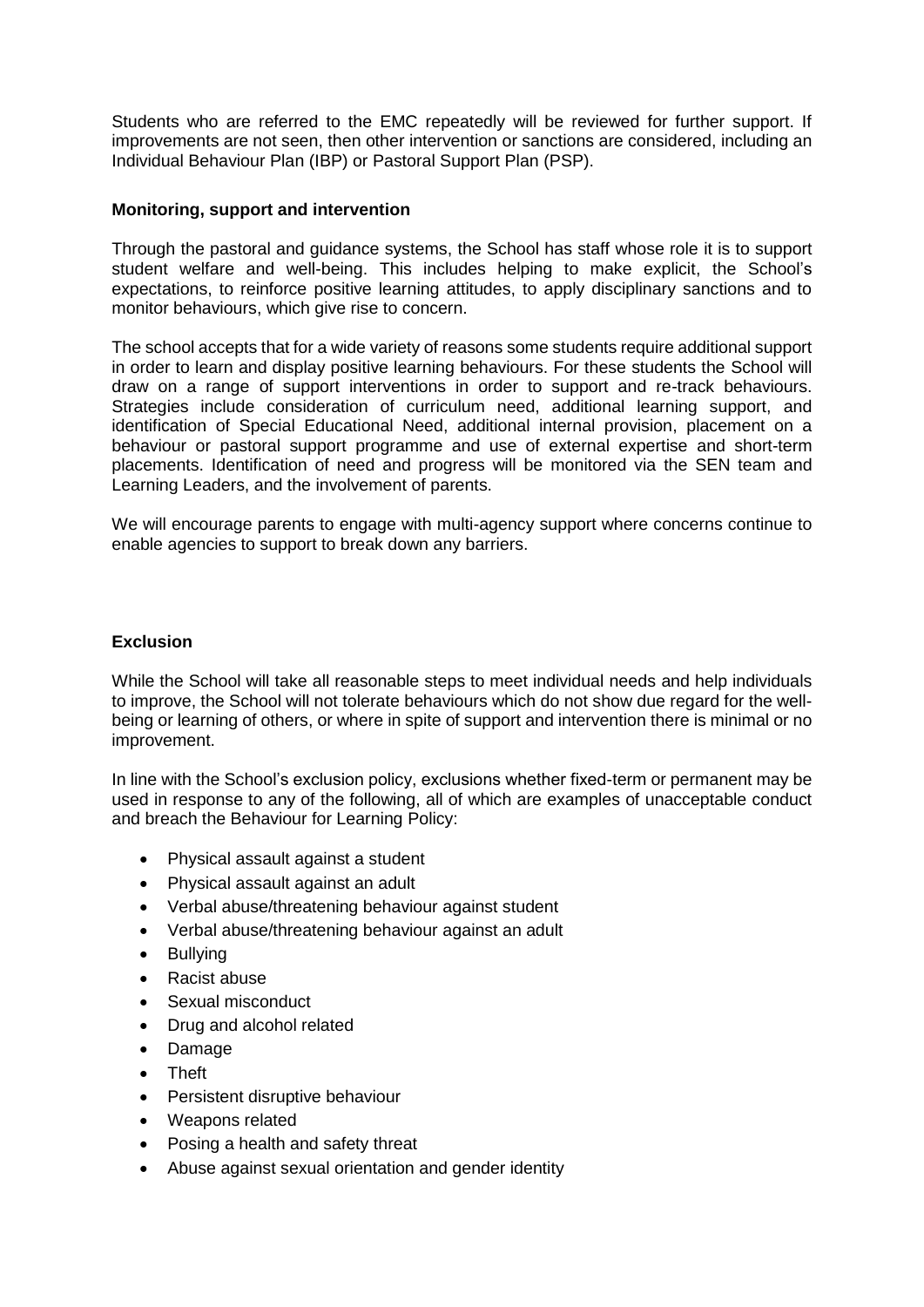Students who are referred to the EMC repeatedly will be reviewed for further support. If improvements are not seen, then other intervention or sanctions are considered, including an Individual Behaviour Plan (IBP) or Pastoral Support Plan (PSP).

**Monitoring, support and intervention**

Through the pastoral and guidance systems, the School has staff whose role it is to support student welfare and well-being. This includes helping to make explicit, the School's expectations, to reinforce positive learning attitudes, to apply disciplinary sanctions and to monitor behaviours, which give rise to concern.

The school accepts that for a wide variety of reasons some students require additional support in order to learn and display positive learning behaviours. For these students the School will draw on a range of support interventions in order to support and re-track behaviours. Strategies include consideration of curriculum need, additional learning support, and identification of Special Educational Need, additional internal provision, placement on a behaviour or pastoral support programme and use of external expertise and short-term placements. Identification of need and progress will be monitored via the SEN team and Learning Leaders, and the involvement of parents.

We will encourage parents to engage with multi-agency support where concerns continue to enable agencies to support to break down any barriers.

**Exclusion**

While the School will take all reasonable steps to meet individual needs and help individuals to improve, the School will not tolerate behaviours which do not show due regard for the well-being or learning of others, or where in spite of support and intervention there is minimal or no improvement.

In line with the School's exclusion policy, exclusions whether fixed-term or permanent may be used in response to any of the following, all of which are examples of unacceptable conduct and breach the Behaviour for Learning Policy:

- Physical assault against a student
- Physical assault against an adult
- Verbal abuse/threatening behaviour against student
- Verbal abuse/threatening behaviour against an adult
- Bullying
- Racist abuse
- Sexual misconduct
- Drug and alcohol related
- Damage
- Theft
- Persistent disruptive behaviour
- Weapons related
- Posing a health and safety threat
- Abuse against sexual orientation and gender identity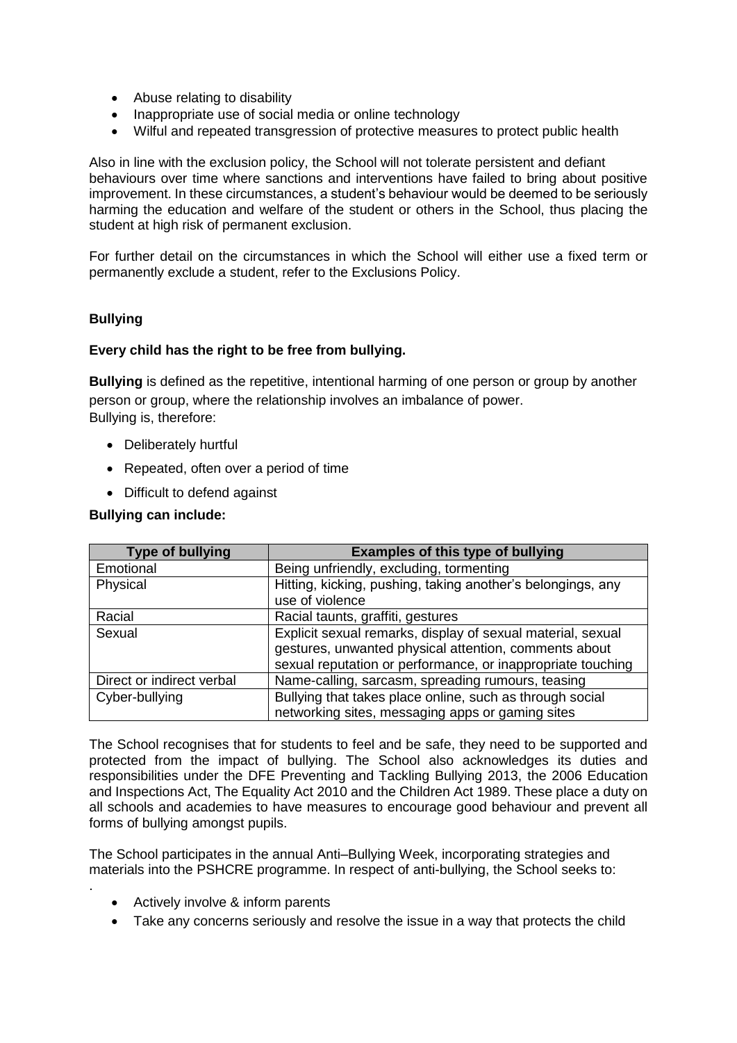- Abuse relating to disability
- Inappropriate use of social media or online technology
- Wilful and repeated transgression of protective measures to protect public health

Also in line with the exclusion policy, the School will not tolerate persistent and defiant behaviours over time where sanctions and interventions have failed to bring about positive improvement. In these circumstances, a student's behaviour would be deemed to be seriously harming the education and welfare of the student or others in the School, thus placing the student at high risk of permanent exclusion.

For further detail on the circumstances in which the School will either use a fixed term or permanently exclude a student, refer to the Exclusions Policy.

## Bullying

**Every child has the right to be free from bullying.**

**Bullying** is defined as the repetitive, intentional harming of one person or group by another person or group, where the relationship involves an imbalance of power.
Bullying is, therefore:

- Deliberately hurtful
- Repeated, often over a period of time
- Difficult to defend against

**Bullying can include:**

| Type of bullying | Examples of this type of bullying |
|---|---|
| Emotional | Being unfriendly, excluding, tormenting |
| Physical | Hitting, kicking, pushing, taking another's belongings, any use of violence |
| Racial | Racial taunts, graffiti, gestures |
| Sexual | Explicit sexual remarks, display of sexual material, sexual gestures, unwanted physical attention, comments about sexual reputation or performance, or inappropriate touching |
| Direct or indirect verbal | Name-calling, sarcasm, spreading rumours, teasing |
| Cyber-bullying | Bullying that takes place online, such as through social networking sites, messaging apps or gaming sites |

The School recognises that for students to feel and be safe, they need to be supported and protected from the impact of bullying. The School also acknowledges its duties and responsibilities under the DFE Preventing and Tackling Bullying 2013, the 2006 Education and Inspections Act, The Equality Act 2010 and the Children Act 1989. These place a duty on all schools and academies to have measures to encourage good behaviour and prevent all forms of bullying amongst pupils.

The School participates in the annual Anti–Bullying Week, incorporating strategies and materials into the PSHCRE programme. In respect of anti-bullying, the School seeks to:

.

- Actively involve & inform parents
- Take any concerns seriously and resolve the issue in a way that protects the child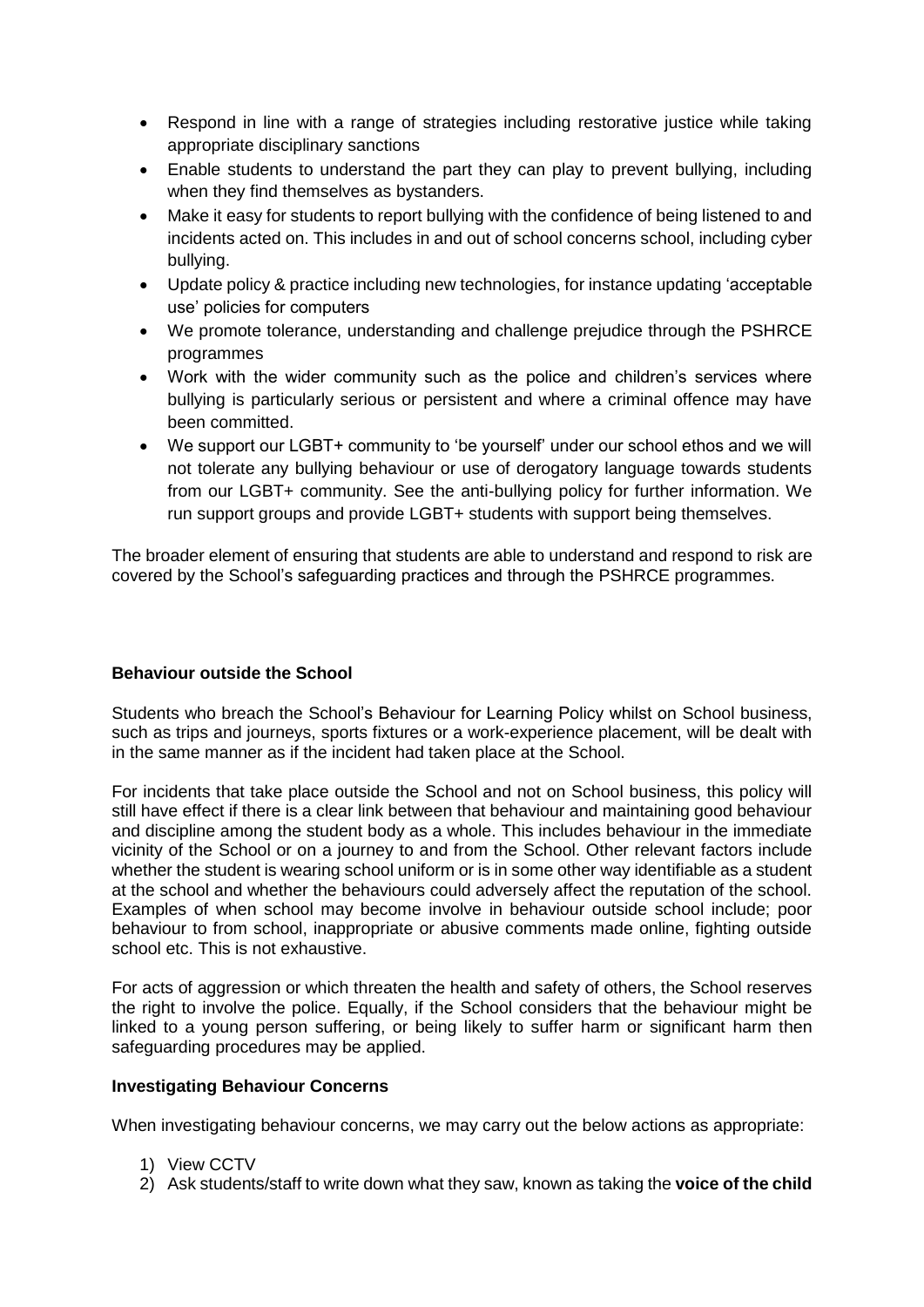- Respond in line with a range of strategies including restorative justice while taking appropriate disciplinary sanctions
- Enable students to understand the part they can play to prevent bullying, including when they find themselves as bystanders.
- Make it easy for students to report bullying with the confidence of being listened to and incidents acted on. This includes in and out of school concerns school, including cyber bullying.
- Update policy & practice including new technologies, for instance updating 'acceptable use' policies for computers
- We promote tolerance, understanding and challenge prejudice through the PSHRCE programmes
- Work with the wider community such as the police and children's services where bullying is particularly serious or persistent and where a criminal offence may have been committed.
- We support our LGBT+ community to 'be yourself' under our school ethos and we will not tolerate any bullying behaviour or use of derogatory language towards students from our LGBT+ community. See the anti-bullying policy for further information. We run support groups and provide LGBT+ students with support being themselves.

The broader element of ensuring that students are able to understand and respond to risk are covered by the School's safeguarding practices and through the PSHRCE programmes.

**Behaviour outside the School**

Students who breach the School's Behaviour for Learning Policy whilst on School business, such as trips and journeys, sports fixtures or a work-experience placement, will be dealt with in the same manner as if the incident had taken place at the School.

For incidents that take place outside the School and not on School business, this policy will still have effect if there is a clear link between that behaviour and maintaining good behaviour and discipline among the student body as a whole. This includes behaviour in the immediate vicinity of the School or on a journey to and from the School. Other relevant factors include whether the student is wearing school uniform or is in some other way identifiable as a student at the school and whether the behaviours could adversely affect the reputation of the school. Examples of when school may become involve in behaviour outside school include; poor behaviour to from school, inappropriate or abusive comments made online, fighting outside school etc. This is not exhaustive.

For acts of aggression or which threaten the health and safety of others, the School reserves the right to involve the police. Equally, if the School considers that the behaviour might be linked to a young person suffering, or being likely to suffer harm or significant harm then safeguarding procedures may be applied.

**Investigating Behaviour Concerns**

When investigating behaviour concerns, we may carry out the below actions as appropriate:

1) View CCTV
2) Ask students/staff to write down what they saw, known as taking the **voice of the child**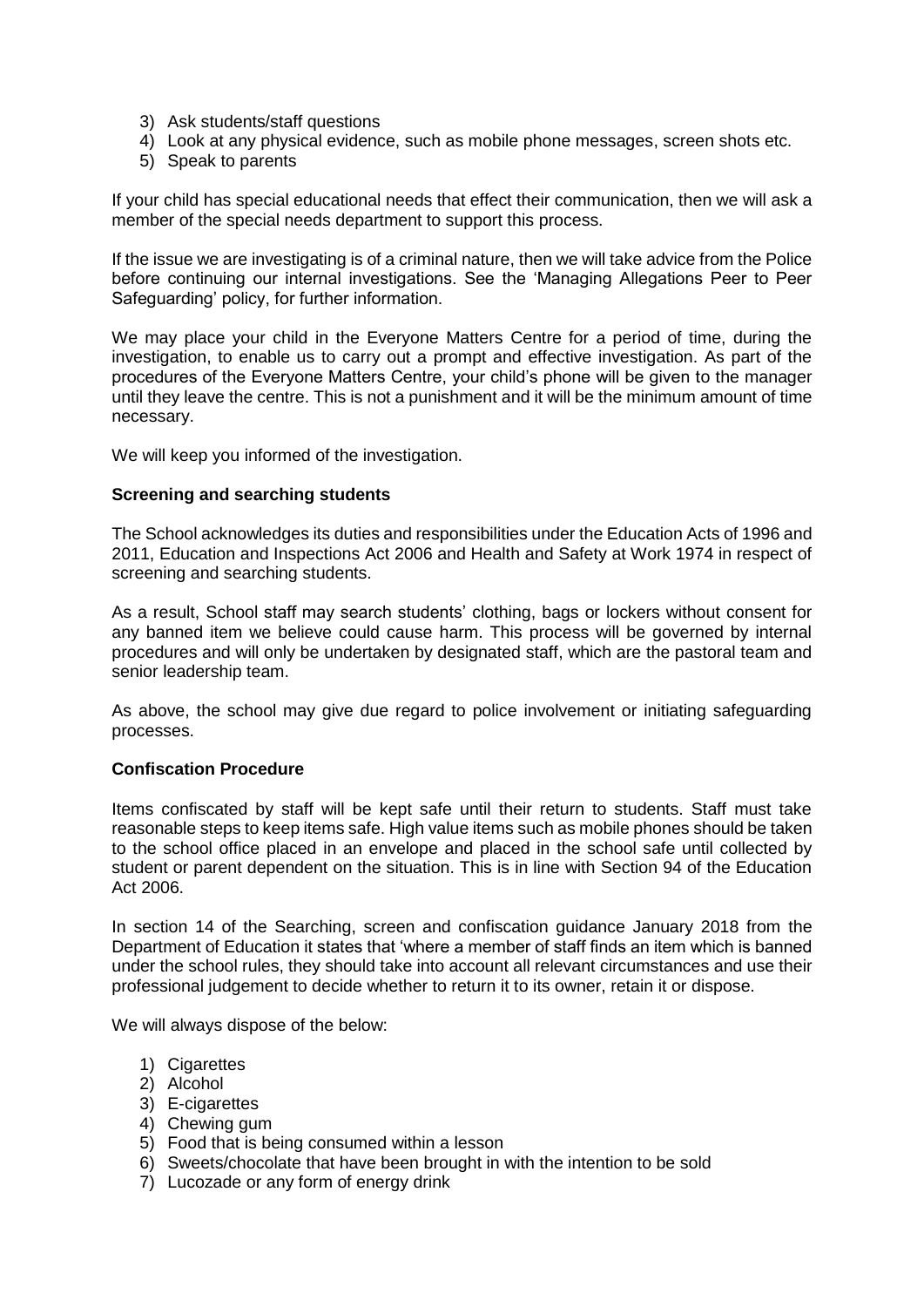3) Ask students/staff questions
4) Look at any physical evidence, such as mobile phone messages, screen shots etc.
5) Speak to parents

If your child has special educational needs that effect their communication, then we will ask a member of the special needs department to support this process.

If the issue we are investigating is of a criminal nature, then we will take advice from the Police before continuing our internal investigations. See the 'Managing Allegations Peer to Peer Safeguarding' policy, for further information.

We may place your child in the Everyone Matters Centre for a period of time, during the investigation, to enable us to carry out a prompt and effective investigation. As part of the procedures of the Everyone Matters Centre, your child's phone will be given to the manager until they leave the centre. This is not a punishment and it will be the minimum amount of time necessary.

We will keep you informed of the investigation.

**Screening and searching students**

The School acknowledges its duties and responsibilities under the Education Acts of 1996 and 2011, Education and Inspections Act 2006 and Health and Safety at Work 1974 in respect of screening and searching students.

As a result, School staff may search students' clothing, bags or lockers without consent for any banned item we believe could cause harm. This process will be governed by internal procedures and will only be undertaken by designated staff, which are the pastoral team and senior leadership team.

As above, the school may give due regard to police involvement or initiating safeguarding processes.

**Confiscation Procedure**

Items confiscated by staff will be kept safe until their return to students. Staff must take reasonable steps to keep items safe. High value items such as mobile phones should be taken to the school office placed in an envelope and placed in the school safe until collected by student or parent dependent on the situation. This is in line with Section 94 of the Education Act 2006.

In section 14 of the Searching, screen and confiscation guidance January 2018 from the Department of Education it states that 'where a member of staff finds an item which is banned under the school rules, they should take into account all relevant circumstances and use their professional judgement to decide whether to return it to its owner, retain it or dispose.

We will always dispose of the below:

1) Cigarettes
2) Alcohol
3) E-cigarettes
4) Chewing gum
5) Food that is being consumed within a lesson
6) Sweets/chocolate that have been brought in with the intention to be sold
7) Lucozade or any form of energy drink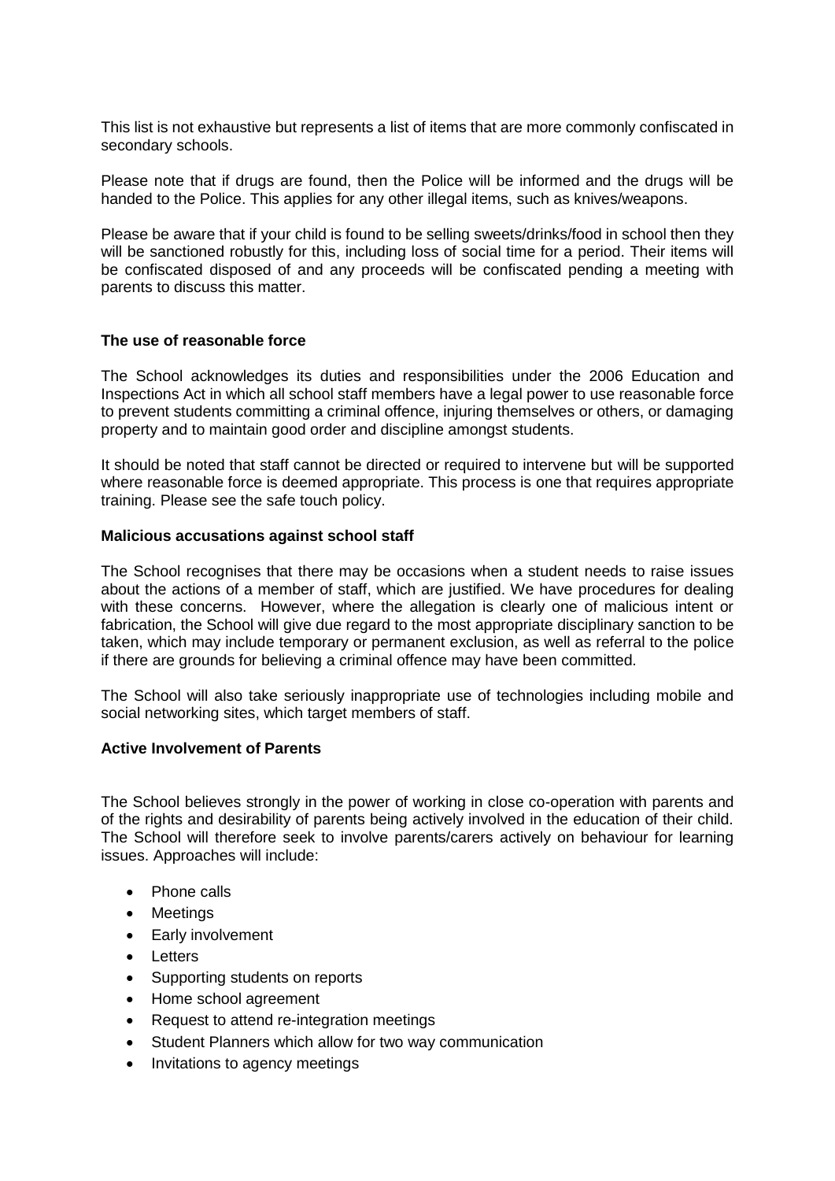This list is not exhaustive but represents a list of items that are more commonly confiscated in secondary schools.

Please note that if drugs are found, then the Police will be informed and the drugs will be handed to the Police. This applies for any other illegal items, such as knives/weapons.

Please be aware that if your child is found to be selling sweets/drinks/food in school then they will be sanctioned robustly for this, including loss of social time for a period. Their items will be confiscated disposed of and any proceeds will be confiscated pending a meeting with parents to discuss this matter.

**The use of reasonable force**

The School acknowledges its duties and responsibilities under the 2006 Education and Inspections Act in which all school staff members have a legal power to use reasonable force to prevent students committing a criminal offence, injuring themselves or others, or damaging property and to maintain good order and discipline amongst students.

It should be noted that staff cannot be directed or required to intervene but will be supported where reasonable force is deemed appropriate. This process is one that requires appropriate training. Please see the safe touch policy.

**Malicious accusations against school staff**

The School recognises that there may be occasions when a student needs to raise issues about the actions of a member of staff, which are justified. We have procedures for dealing with these concerns. However, where the allegation is clearly one of malicious intent or fabrication, the School will give due regard to the most appropriate disciplinary sanction to be taken, which may include temporary or permanent exclusion, as well as referral to the police if there are grounds for believing a criminal offence may have been committed.

The School will also take seriously inappropriate use of technologies including mobile and social networking sites, which target members of staff.

**Active Involvement of Parents**

The School believes strongly in the power of working in close co-operation with parents and of the rights and desirability of parents being actively involved in the education of their child. The School will therefore seek to involve parents/carers actively on behaviour for learning issues. Approaches will include:

- Phone calls
- Meetings
- Early involvement
- Letters
- Supporting students on reports
- Home school agreement
- Request to attend re-integration meetings
- Student Planners which allow for two way communication
- Invitations to agency meetings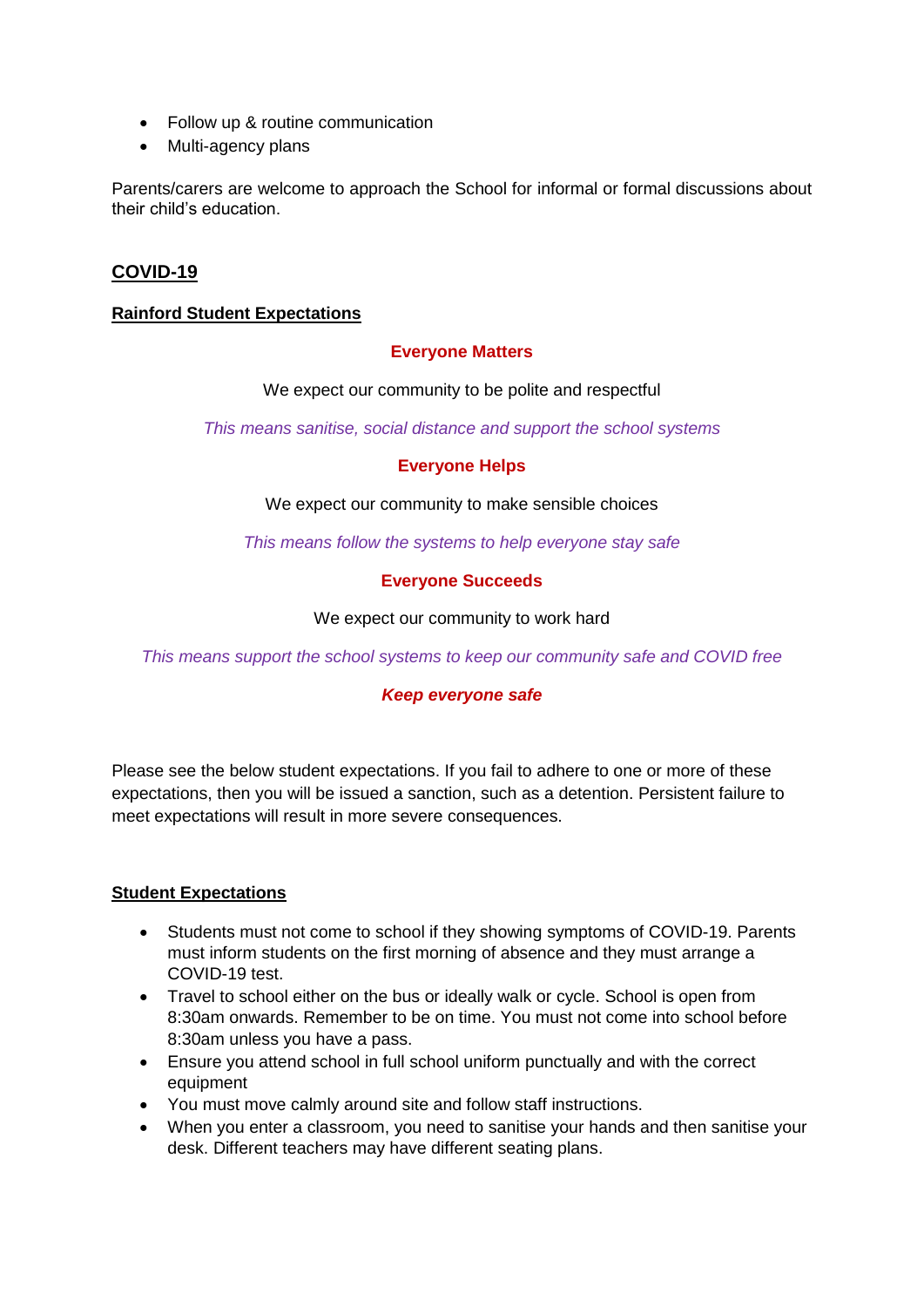- Follow up & routine communication
- Multi-agency plans

Parents/carers are welcome to approach the School for informal or formal discussions about their child's education.

## COVID-19

### Rainford Student Expectations

**Everyone Matters**

We expect our community to be polite and respectful

*This means sanitise, social distance and support the school systems*

**Everyone Helps**

We expect our community to make sensible choices

*This means follow the systems to help everyone stay safe*

**Everyone Succeeds**

We expect our community to work hard

*This means support the school systems to keep our community safe and COVID free*

***Keep everyone safe***

Please see the below student expectations. If you fail to adhere to one or more of these expectations, then you will be issued a sanction, such as a detention. Persistent failure to meet expectations will result in more severe consequences.

### Student Expectations

- Students must not come to school if they showing symptoms of COVID-19. Parents must inform students on the first morning of absence and they must arrange a COVID-19 test.
- Travel to school either on the bus or ideally walk or cycle. School is open from 8:30am onwards. Remember to be on time. You must not come into school before 8:30am unless you have a pass.
- Ensure you attend school in full school uniform punctually and with the correct equipment
- You must move calmly around site and follow staff instructions.
- When you enter a classroom, you need to sanitise your hands and then sanitise your desk. Different teachers may have different seating plans.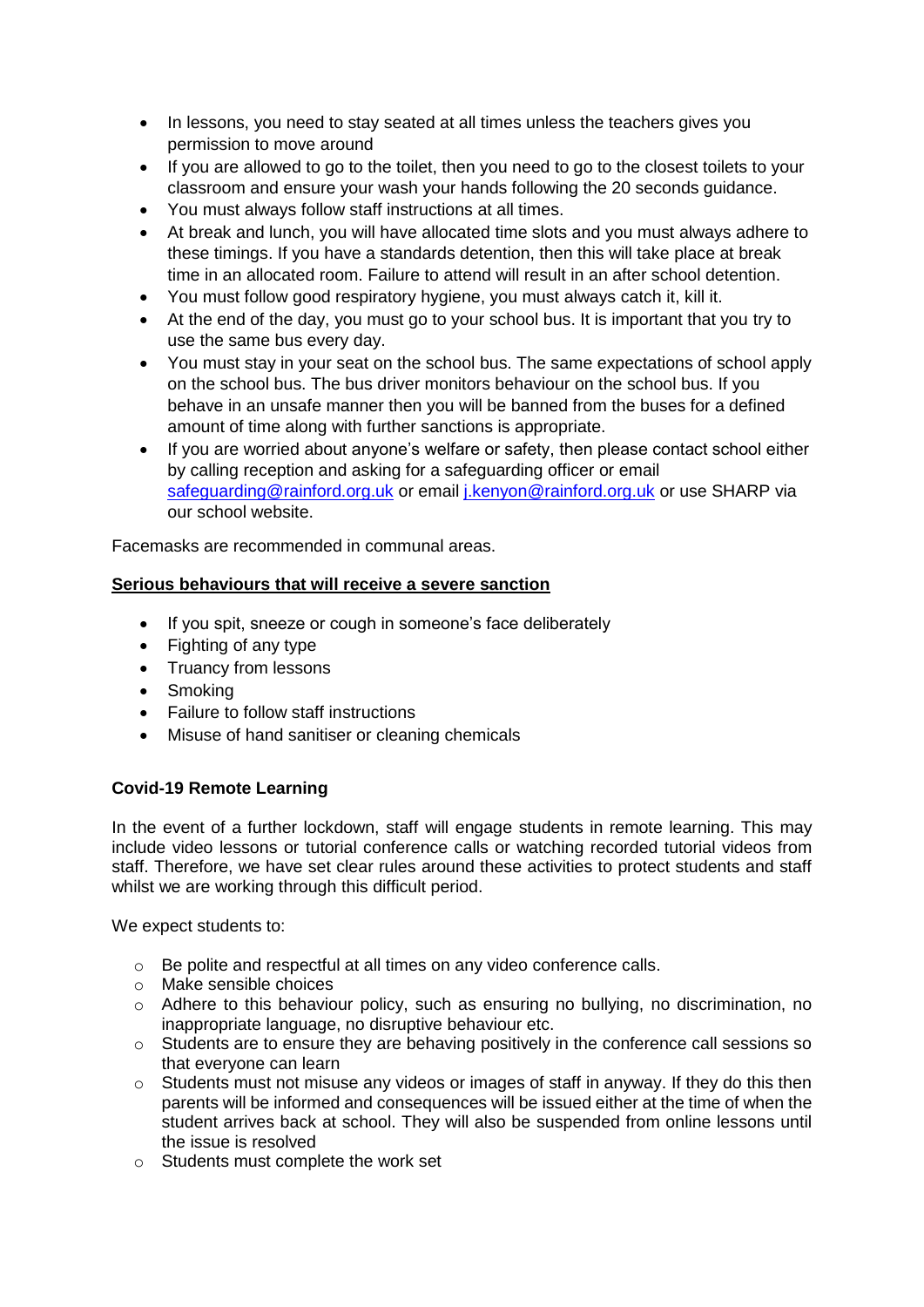- In lessons, you need to stay seated at all times unless the teachers gives you permission to move around
- If you are allowed to go to the toilet, then you need to go to the closest toilets to your classroom and ensure your wash your hands following the 20 seconds guidance.
- You must always follow staff instructions at all times.
- At break and lunch, you will have allocated time slots and you must always adhere to these timings. If you have a standards detention, then this will take place at break time in an allocated room. Failure to attend will result in an after school detention.
- You must follow good respiratory hygiene, you must always catch it, kill it.
- At the end of the day, you must go to your school bus. It is important that you try to use the same bus every day.
- You must stay in your seat on the school bus. The same expectations of school apply on the school bus. The bus driver monitors behaviour on the school bus. If you behave in an unsafe manner then you will be banned from the buses for a defined amount of time along with further sanctions is appropriate.
- If you are worried about anyone's welfare or safety, then please contact school either by calling reception and asking for a safeguarding officer or email safeguarding@rainford.org.uk or email j.kenyon@rainford.org.uk or use SHARP via our school website.

Facemasks are recommended in communal areas.

**Serious behaviours that will receive a severe sanction**

- If you spit, sneeze or cough in someone's face deliberately
- Fighting of any type
- Truancy from lessons
- Smoking
- Failure to follow staff instructions
- Misuse of hand sanitiser or cleaning chemicals

**Covid-19 Remote Learning**

In the event of a further lockdown, staff will engage students in remote learning. This may include video lessons or tutorial conference calls or watching recorded tutorial videos from staff. Therefore, we have set clear rules around these activities to protect students and staff whilst we are working through this difficult period.

We expect students to:

- Be polite and respectful at all times on any video conference calls.
- Make sensible choices
- Adhere to this behaviour policy, such as ensuring no bullying, no discrimination, no inappropriate language, no disruptive behaviour etc.
- Students are to ensure they are behaving positively in the conference call sessions so that everyone can learn
- Students must not misuse any videos or images of staff in anyway. If they do this then parents will be informed and consequences will be issued either at the time of when the student arrives back at school. They will also be suspended from online lessons until the issue is resolved
- Students must complete the work set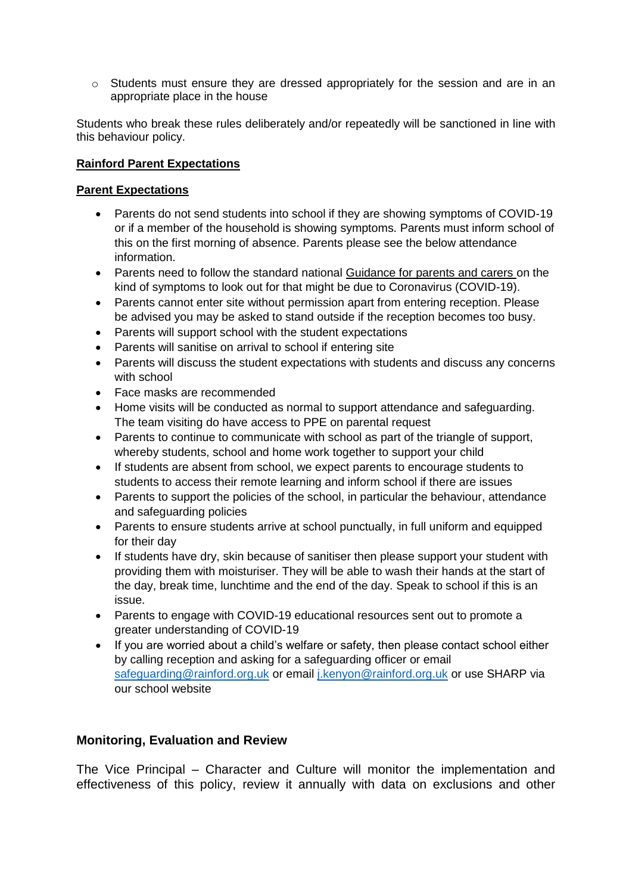- Students must ensure they are dressed appropriately for the session and are in an appropriate place in the house

Students who break these rules deliberately and/or repeatedly will be sanctioned in line with this behaviour policy.

**Rainford Parent Expectations**

**Parent Expectations**

- Parents do not send students into school if they are showing symptoms of COVID-19 or if a member of the household is showing symptoms. Parents must inform school of this on the first morning of absence. Parents please see the below attendance information.
- Parents need to follow the standard national Guidance for parents and carers on the kind of symptoms to look out for that might be due to Coronavirus (COVID-19).
- Parents cannot enter site without permission apart from entering reception. Please be advised you may be asked to stand outside if the reception becomes too busy.
- Parents will support school with the student expectations
- Parents will sanitise on arrival to school if entering site
- Parents will discuss the student expectations with students and discuss any concerns with school
- Face masks are recommended
- Home visits will be conducted as normal to support attendance and safeguarding. The team visiting do have access to PPE on parental request
- Parents to continue to communicate with school as part of the triangle of support, whereby students, school and home work together to support your child
- If students are absent from school, we expect parents to encourage students to students to access their remote learning and inform school if there are issues
- Parents to support the policies of the school, in particular the behaviour, attendance and safeguarding policies
- Parents to ensure students arrive at school punctually, in full uniform and equipped for their day
- If students have dry, skin because of sanitiser then please support your student with providing them with moisturiser. They will be able to wash their hands at the start of the day, break time, lunchtime and the end of the day. Speak to school if this is an issue.
- Parents to engage with COVID-19 educational resources sent out to promote a greater understanding of COVID-19
- If you are worried about a child's welfare or safety, then please contact school either by calling reception and asking for a safeguarding officer or email safeguarding@rainford.org.uk or email j.kenyon@rainford.org.uk or use SHARP via our school website

## Monitoring, Evaluation and Review

The Vice Principal – Character and Culture will monitor the implementation and effectiveness of this policy, review it annually with data on exclusions and other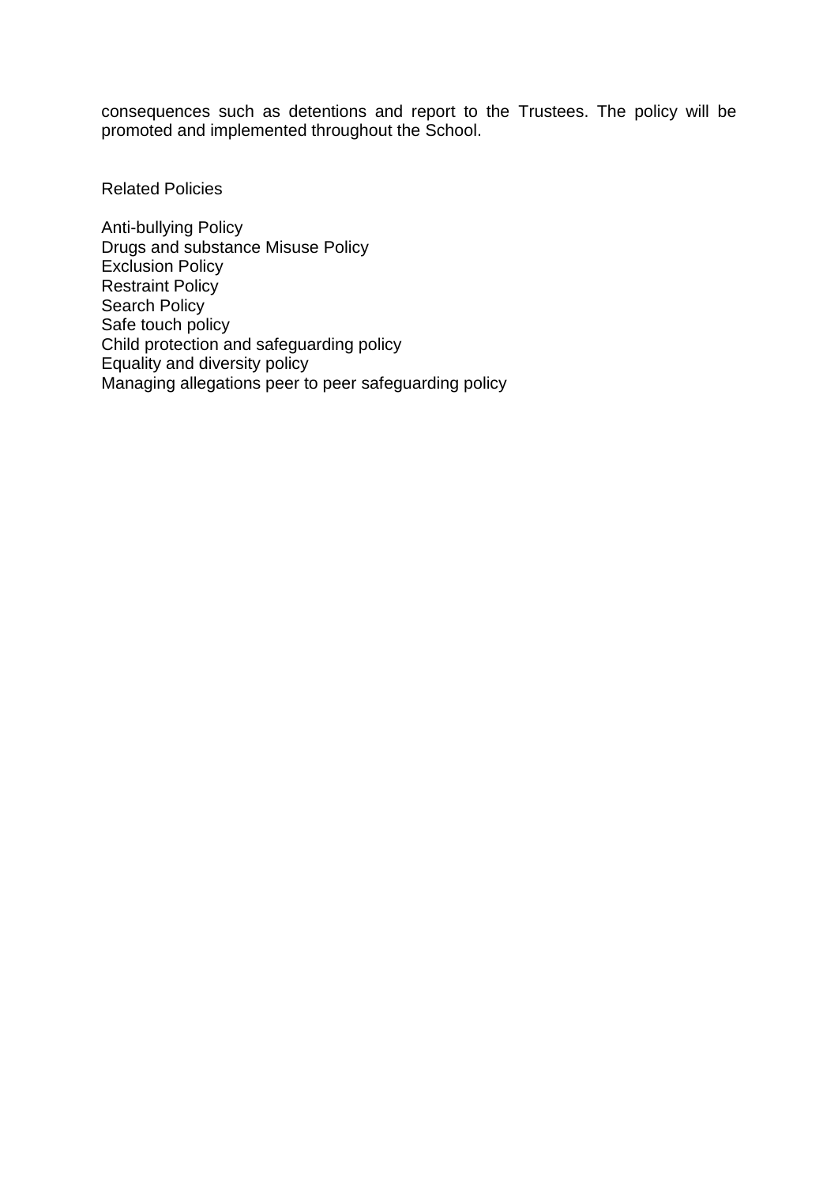consequences such as detentions and report to the Trustees. The policy will be promoted and implemented throughout the School.

Related Policies

Anti-bullying Policy
Drugs and substance Misuse Policy
Exclusion Policy
Restraint Policy
Search Policy
Safe touch policy
Child protection and safeguarding policy
Equality and diversity policy
Managing allegations peer to peer safeguarding policy